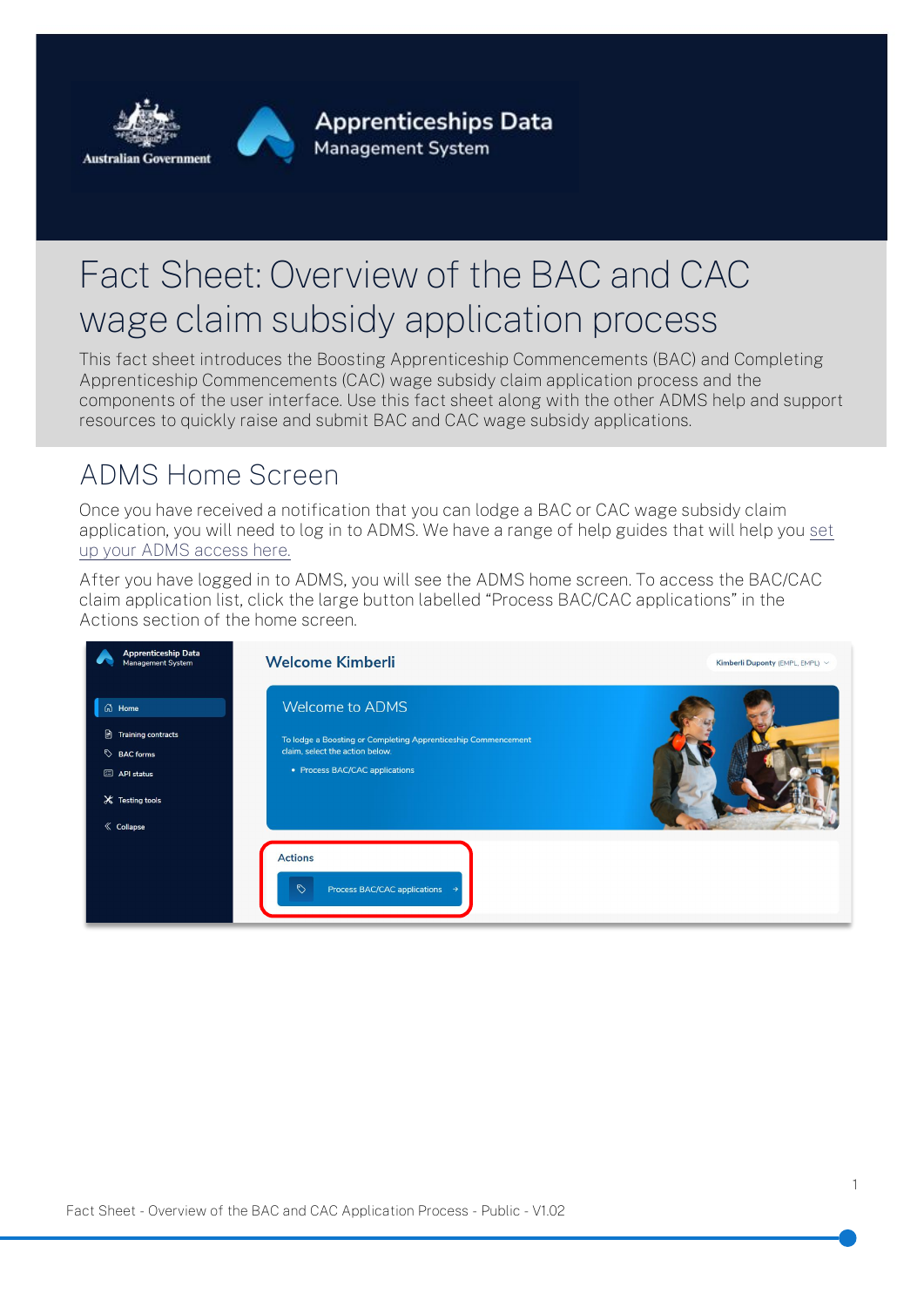# Fact Sheet: Overview of the BAC and CAC wage claim subsidy application process

This fact sheet introduces the Boosting Apprenticeship Commencements (BAC) and Completing Apprenticeship Commencements (CAC) wage subsidy claim application process and the components of the user interface. Use this fact sheet along with the other ADMS help and support resources to quickly raise and submit BAC and CAC wage subsidy applications.

## ADMS Home Screen

Once you have received a notification that you can lodge a BAC or CAC wage subsidy claim application, you will need to log in to ADMS. We have a range of help guides that will help you set up your ADMS access here.

After you have logged in to ADMS, you will see the ADMS home screen. To access the BAC/CAC claim application list, click the large button labelled “Process BAC/CAC applications” in the Actions section of the home screen.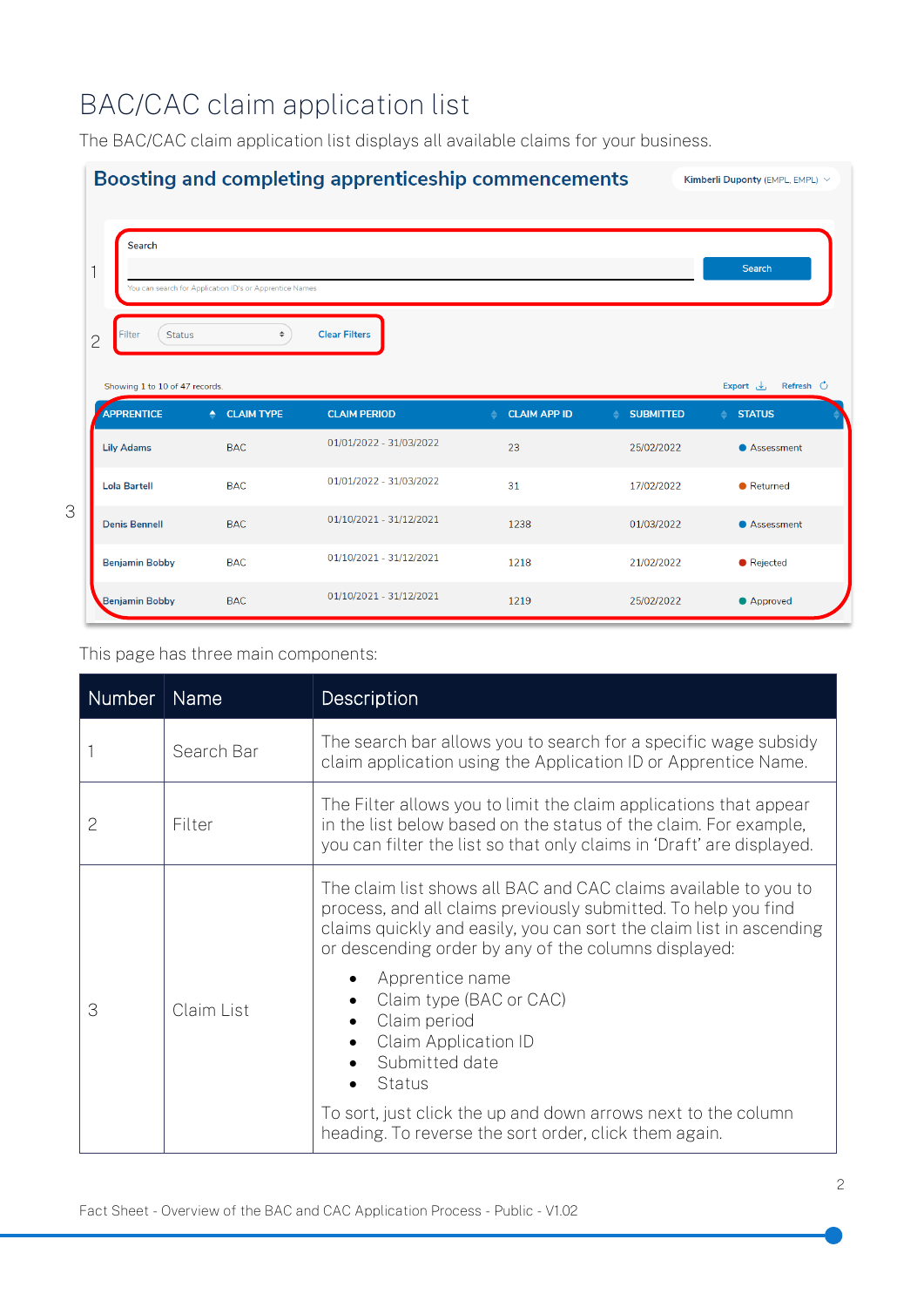# BAC/CAC claim application list

The BAC/CAC claim application list displays all available claims for your business.

This page has three main components:

| Number | Name | Description |
| --- | --- | --- |
| 1 | Search Bar | The search bar allows you to search for a specific wage subsidy claim application using the Application ID or Apprentice Name. |
| 2 | Filter | The Filter allows you to limit the claim applications that appear in the list below based on the status of the claim. For example, you can filter the list so that only claims in 'Draft' are displayed. |
| 3 | Claim List | The claim list shows all BAC and CAC claims available to you to process, and all claims previously submitted. To help you find claims quickly and easily, you can sort the claim list in ascending or descending order by any of the columns displayed:<br>• Apprentice name<br>• Claim type (BAC or CAC)<br>• Claim period<br>• Claim Application ID<br>• Submitted date<br>• Status<br>To sort, just click the up and down arrows next to the column heading. To reverse the sort order, click them again. |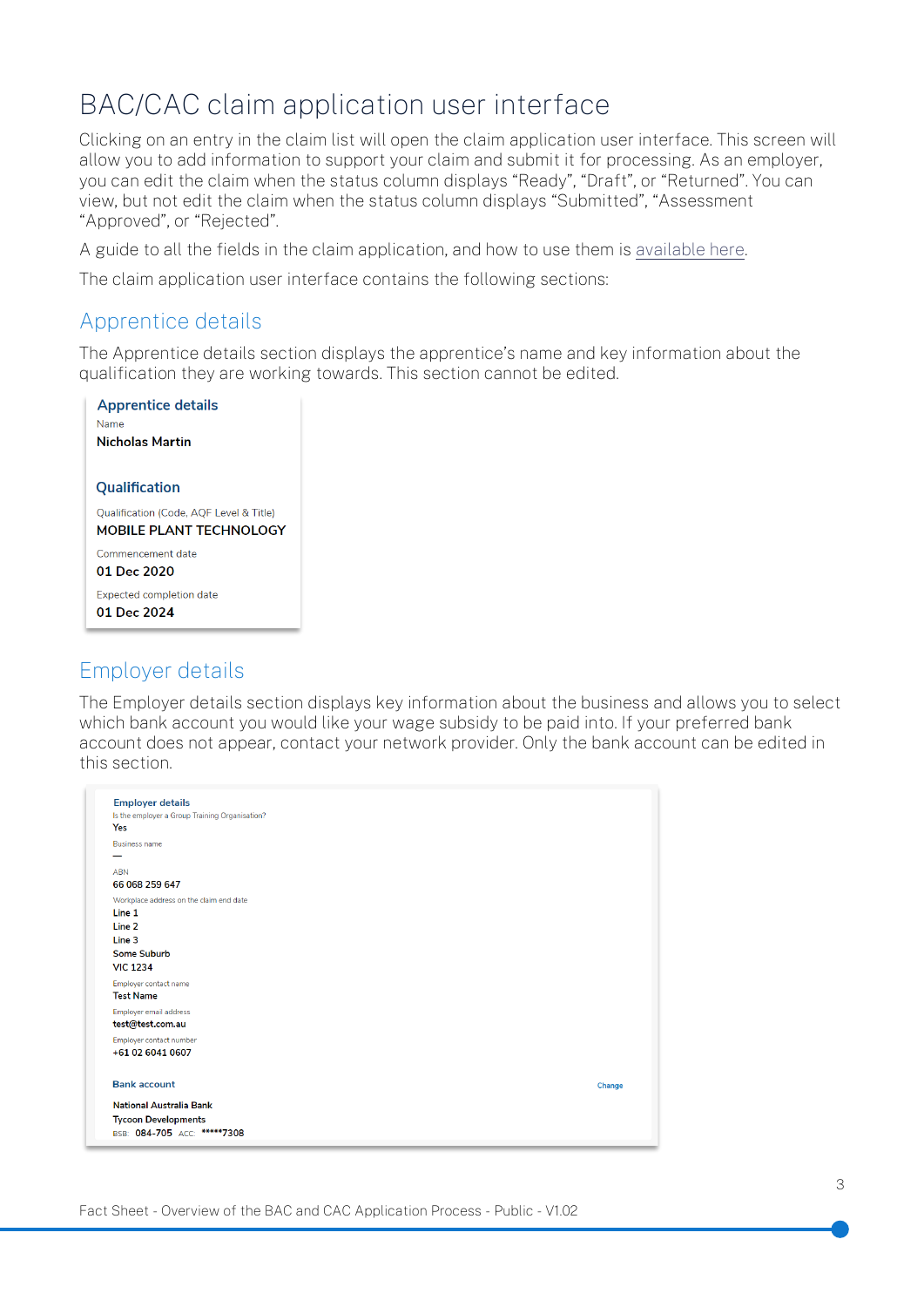# BAC/CAC claim application user interface

Clicking on an entry in the claim list will open the claim application user interface. This screen will allow you to add information to support your claim and submit it for processing. As an employer, you can edit the claim when the status column displays "Ready", "Draft", or "Returned". You can view, but not edit the claim when the status column displays "Submitted", "Assessment "Approved", or "Rejected".

A guide to all the fields in the claim application, and how to use them is available here.

The claim application user interface contains the following sections:

## Apprentice details

The Apprentice details section displays the apprentice's name and key information about the qualification they are working towards. This section cannot be edited.

**Apprentice details**

Name
**Nicholas Martin**

**Qualification**

Qualification (Code, AQF Level & Title)
**MOBILE PLANT TECHNOLOGY**

Commencement date
**01 Dec 2020**

Expected completion date
**01 Dec 2024**

## Employer details

The Employer details section displays key information about the business and allows you to select which bank account you would like your wage subsidy to be paid into. If your preferred bank account does not appear, contact your network provider. Only the bank account can be edited in this section.

**Employer details**

Is the employer a Group Training Organisation?
**Yes**

Business name
**—**

ABN
**66 068 259 647**

Workplace address on the claim end date
**Line 1**
**Line 2**
**Line 3**
**Some Suburb**
**VIC 1234**

Employer contact name
**Test Name**

Employer email address
**test@test.com.au**

Employer contact number
**+61 02 6041 0607**

**Bank account** Change

**National Australia Bank**
**Tycoon Developments**
BSB: **084-705** ACC: **\*\*\*\*\*7308**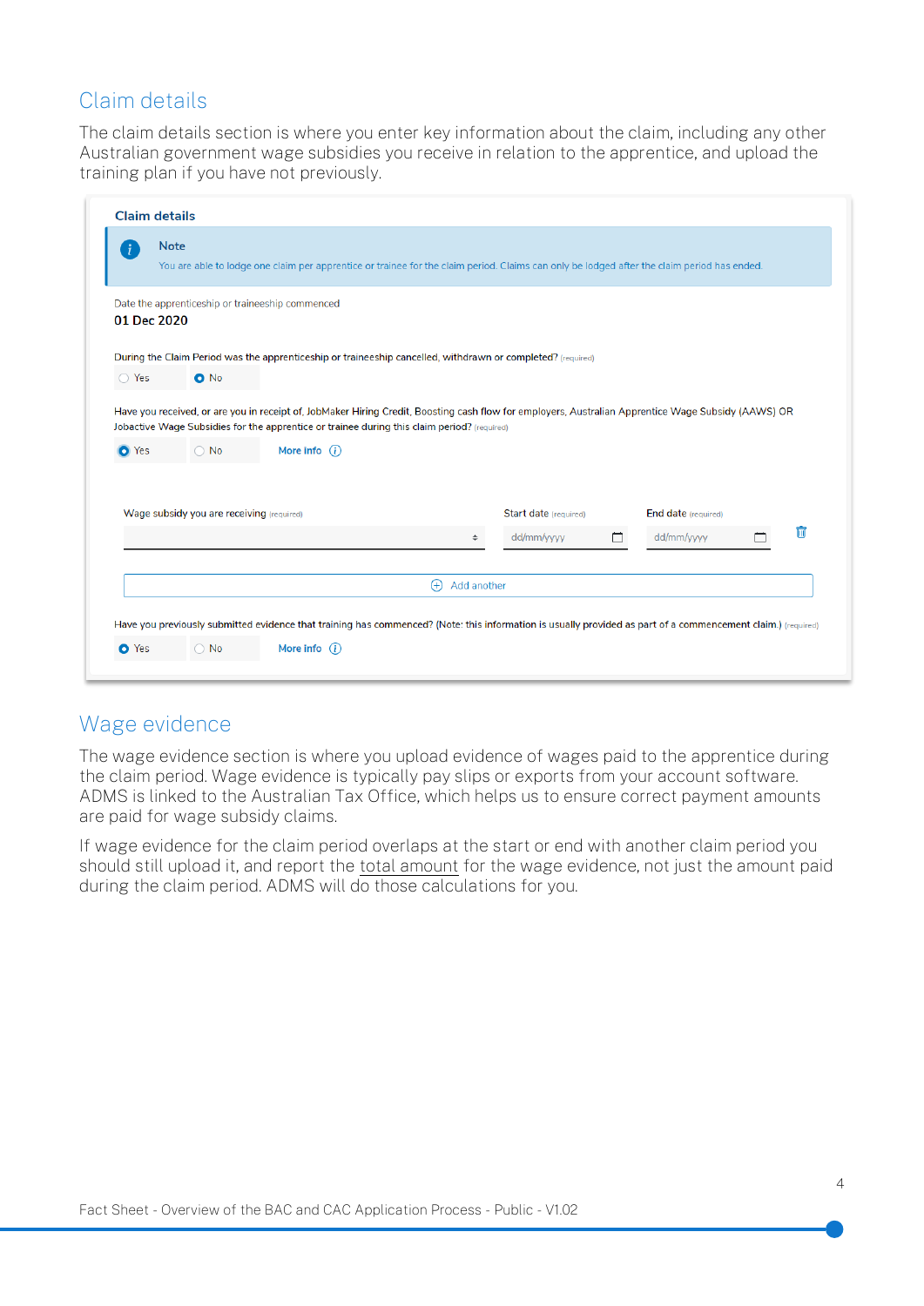## Claim details

The claim details section is where you enter key information about the claim, including any other Australian government wage subsidies you receive in relation to the apprentice, and upload the training plan if you have not previously.

**Claim details**

> **Note**
>
> You are able to lodge one claim per apprentice or trainee for the claim period. Claims can only be lodged after the claim period has ended.

Date the apprenticeship or traineeship commenced

**01 Dec 2020**

During the Claim Period was the apprenticeship or traineeship cancelled, withdrawn or completed? (required)

○ Yes ● No

Have you received, or are you in receipt of, JobMaker Hiring Credit, Boosting cash flow for employers, Australian Apprentice Wage Subsidy (AAWS) OR Jobactive Wage Subsidies for the apprentice or trainee during this claim period? (required)

● Yes ○ No More info

Wage subsidy you are receiving (required) | Start date (required) dd/mm/yyyy | End date (required) dd/mm/yyyy

Add another

Have you previously submitted evidence that training has commenced? (Note: this information is usually provided as part of a commencement claim.) (required)

● Yes ○ No More info

## Wage evidence

The wage evidence section is where you upload evidence of wages paid to the apprentice during the claim period. Wage evidence is typically pay slips or exports from your account software. ADMS is linked to the Australian Tax Office, which helps us to ensure correct payment amounts are paid for wage subsidy claims.

If wage evidence for the claim period overlaps at the start or end with another claim period you should still upload it, and report the total amount for the wage evidence, not just the amount paid during the claim period. ADMS will do those calculations for you.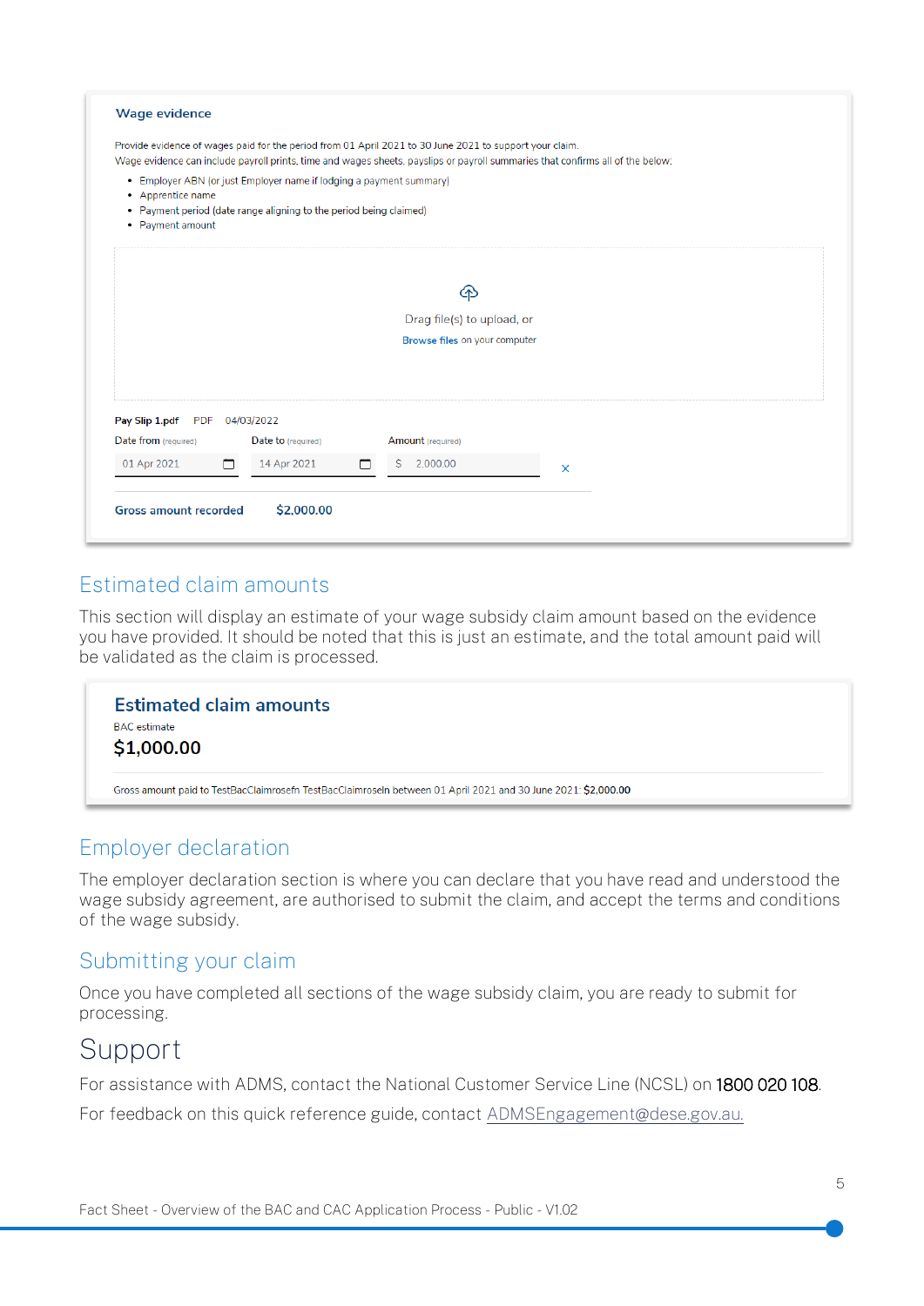**Wage evidence**

Provide evidence of wages paid for the period from 01 April 2021 to 30 June 2021 to support your claim.
Wage evidence can include payroll prints, time and wages sheets, payslips or payroll summaries that confirms all of the below:

- Employer ABN (or just Employer name if lodging a payment summary)
- Apprentice name
- Payment period (date range aligning to the period being claimed)
- Payment amount

Drag file(s) to upload, or
Browse files on your computer

Pay Slip 1.pdf PDF 04/03/2022

| Date from (required) | Date to (required) | Amount (required) |
|---|---|---|
| 01 Apr 2021 | 14 Apr 2021 | $ 2,000.00 |

**Gross amount recorded** $2,000.00

## Estimated claim amounts

This section will display an estimate of your wage subsidy claim amount based on the evidence you have provided. It should be noted that this is just an estimate, and the total amount paid will be validated as the claim is processed.

**Estimated claim amounts**

BAC estimate

**$1,000.00**

Gross amount paid to TestBacClaimrosefn TestBacClaimroseln between 01 April 2021 and 30 June 2021: **$2,000.00**

## Employer declaration

The employer declaration section is where you can declare that you have read and understood the wage subsidy agreement, are authorised to submit the claim, and accept the terms and conditions of the wage subsidy.

## Submitting your claim

Once you have completed all sections of the wage subsidy claim, you are ready to submit for processing.

# Support

For assistance with ADMS, contact the National Customer Service Line (NCSL) on 1800 020 108.

For feedback on this quick reference guide, contact ADMSEngagement@dese.gov.au.